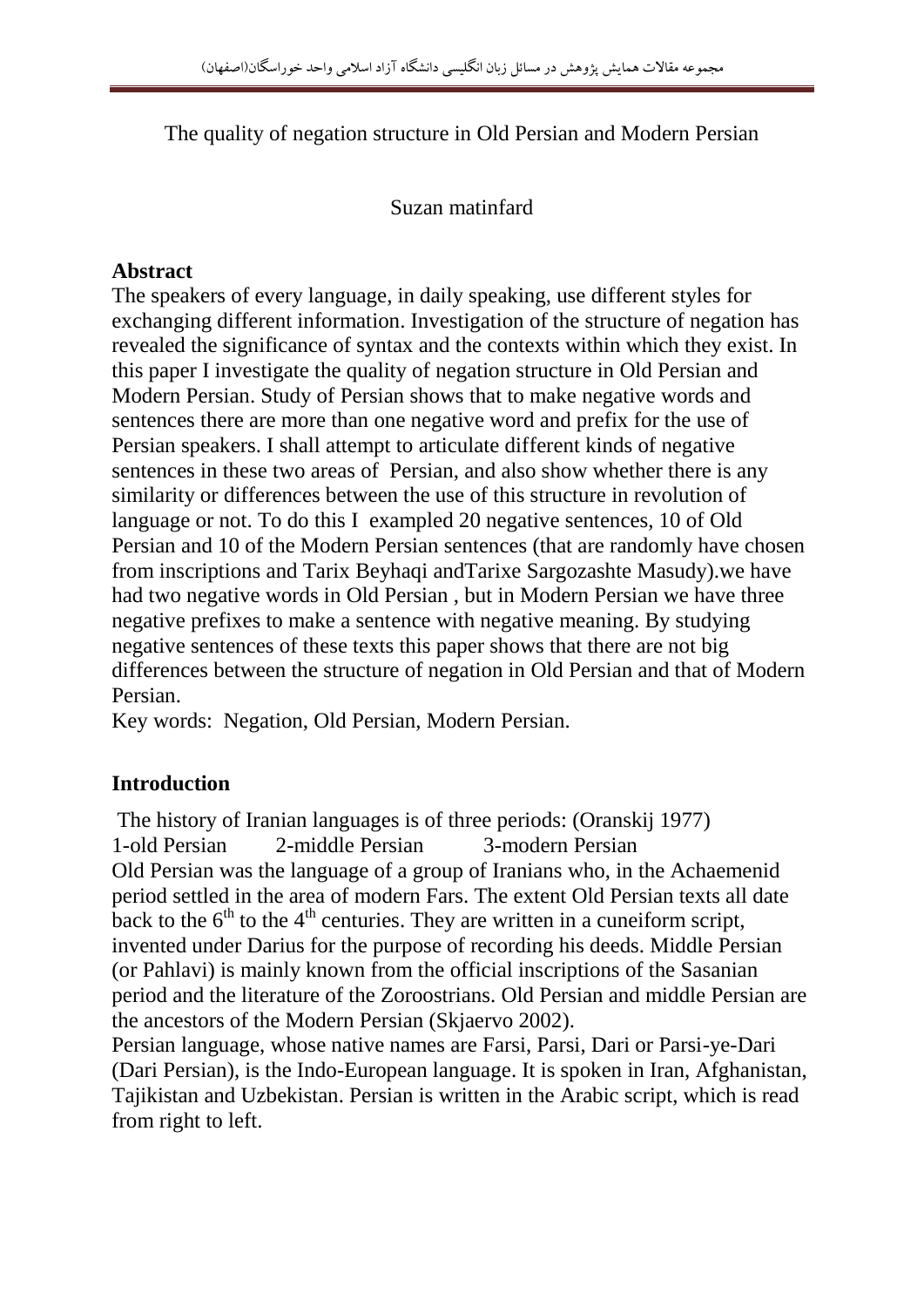The quality of negation structure in Old Persian and Modern Persian

Suzan matinfard

**Abstract**

The speakers of every language, in daily speaking, use different styles for exchanging different information. Investigation of the structure of negation has revealed the significance of syntax and the contexts within which they exist. In this paper I investigate the quality of negation structure in Old Persian and Modern Persian. Study of Persian shows that to make negative words and sentences there are more than one negative word and prefix for the use of Persian speakers. I shall attempt to articulate different kinds of negative sentences in these two areas of Persian, and also show whether there is any similarity or differences between the use of this structure in revolution of language or not. To do this I exampled 20 negative sentences, 10 of Old Persian and 10 of the Modern Persian sentences (that are randomly have chosen from inscriptions and Tarix Beyhaqi andTarixe Sargozashte Masudy).we have had two negative words in Old Persian , but in Modern Persian we have three negative prefixes to make a sentence with negative meaning. By studying negative sentences of these texts this paper shows that there are not big differences between the structure of negation in Old Persian and that of Modern Persian.

Key words: Negation, Old Persian, Modern Persian.

**Introduction**

The history of Iranian languages is of three periods: (Oranskij 1977)

1-old Persian 2-middle Persian 3-modern Persian

Old Persian was the language of a group of Iranians who, in the Achaemenid period settled in the area of modern Fars. The extent Old Persian texts all date back to the 6th to the 4th centuries. They are written in a cuneiform script, invented under Darius for the purpose of recording his deeds. Middle Persian (or Pahlavi) is mainly known from the official inscriptions of the Sasanian period and the literature of the Zoroostrians. Old Persian and middle Persian are the ancestors of the Modern Persian (Skjaervo 2002).

Persian language, whose native names are Farsi, Parsi, Dari or Parsi-ye-Dari (Dari Persian), is the Indo-European language. It is spoken in Iran, Afghanistan, Tajikistan and Uzbekistan. Persian is written in the Arabic script, which is read from right to left.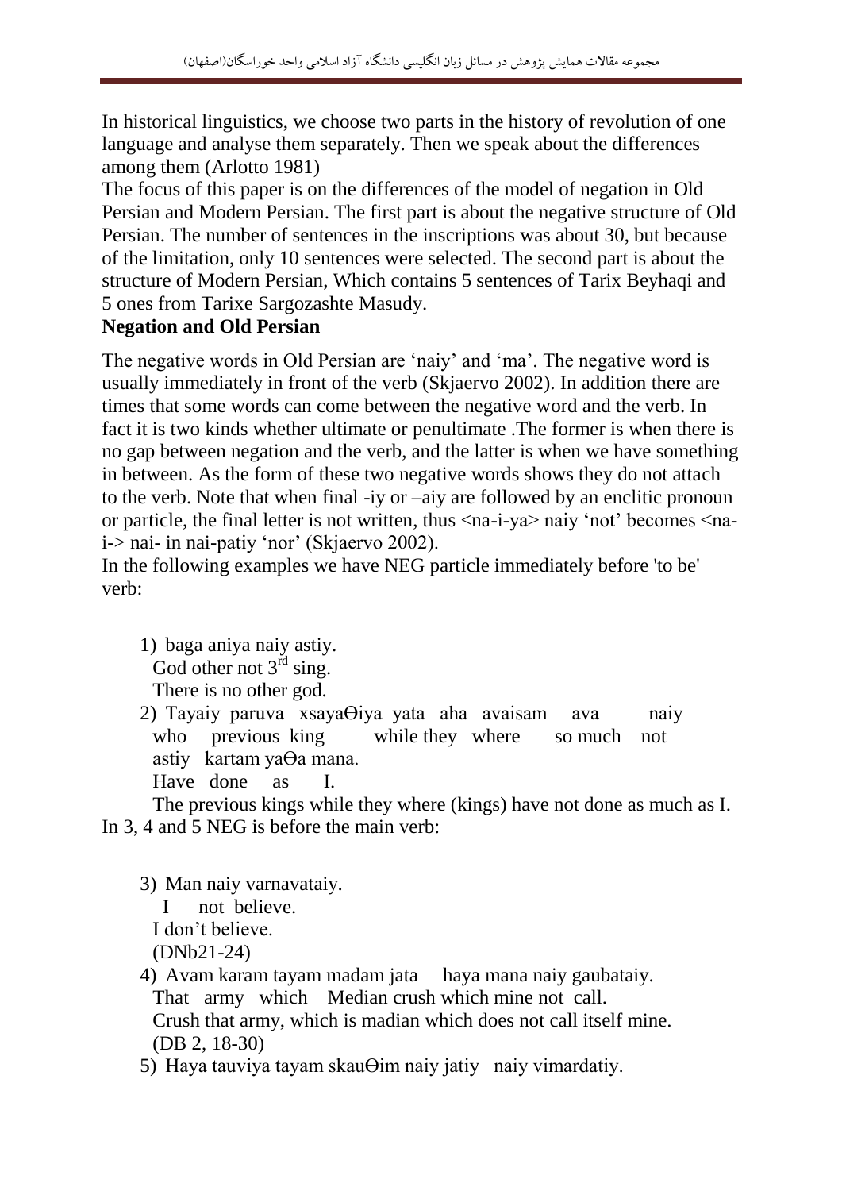In historical linguistics, we choose two parts in the history of revolution of one language and analyse them separately. Then we speak about the differences among them (Arlotto 1981)

The focus of this paper is on the differences of the model of negation in Old Persian and Modern Persian. The first part is about the negative structure of Old Persian. The number of sentences in the inscriptions was about 30, but because of the limitation, only 10 sentences were selected. The second part is about the structure of Modern Persian, Which contains 5 sentences of Tarix Beyhaqi and 5 ones from Tarixe Sargozashte Masudy.

**Negation and Old Persian**

The negative words in Old Persian are 'naiy' and 'ma'. The negative word is usually immediately in front of the verb (Skjaervo 2002). In addition there are times that some words can come between the negative word and the verb. In fact it is two kinds whether ultimate or penultimate .The former is when there is no gap between negation and the verb, and the latter is when we have something in between. As the form of these two negative words shows they do not attach to the verb. Note that when final -iy or –aiy are followed by an enclitic pronoun or particle, the final letter is not written, thus <na-i-ya> naiy 'not' becomes <na-i-> nai- in nai-patiy 'nor' (Skjaervo 2002).

In the following examples we have NEG particle immediately before 'to be' verb:

1) baga aniya naiy astiy.
   God other not 3rd sing.
   There is no other god.

2) Tayaiy paruva xsayaΘiya yata aha avaisam ava naiy
   who previous king while they where so much not
   astiy kartam yaΘa mana.
   Have done as I.
   The previous kings while they where (kings) have not done as much as I.

In 3, 4 and 5 NEG is before the main verb:

3) Man naiy varnavataiy.
   I not believe.
   I don't believe.
   (DNb21-24)

4) Avam karam tayam madam jata haya mana naiy gaubataiy.
   That army which Median crush which mine not call.
   Crush that army, which is madian which does not call itself mine.
   (DB 2, 18-30)

5) Haya tauviya tayam skauΘim naiy jatiy naiy vimardatiy.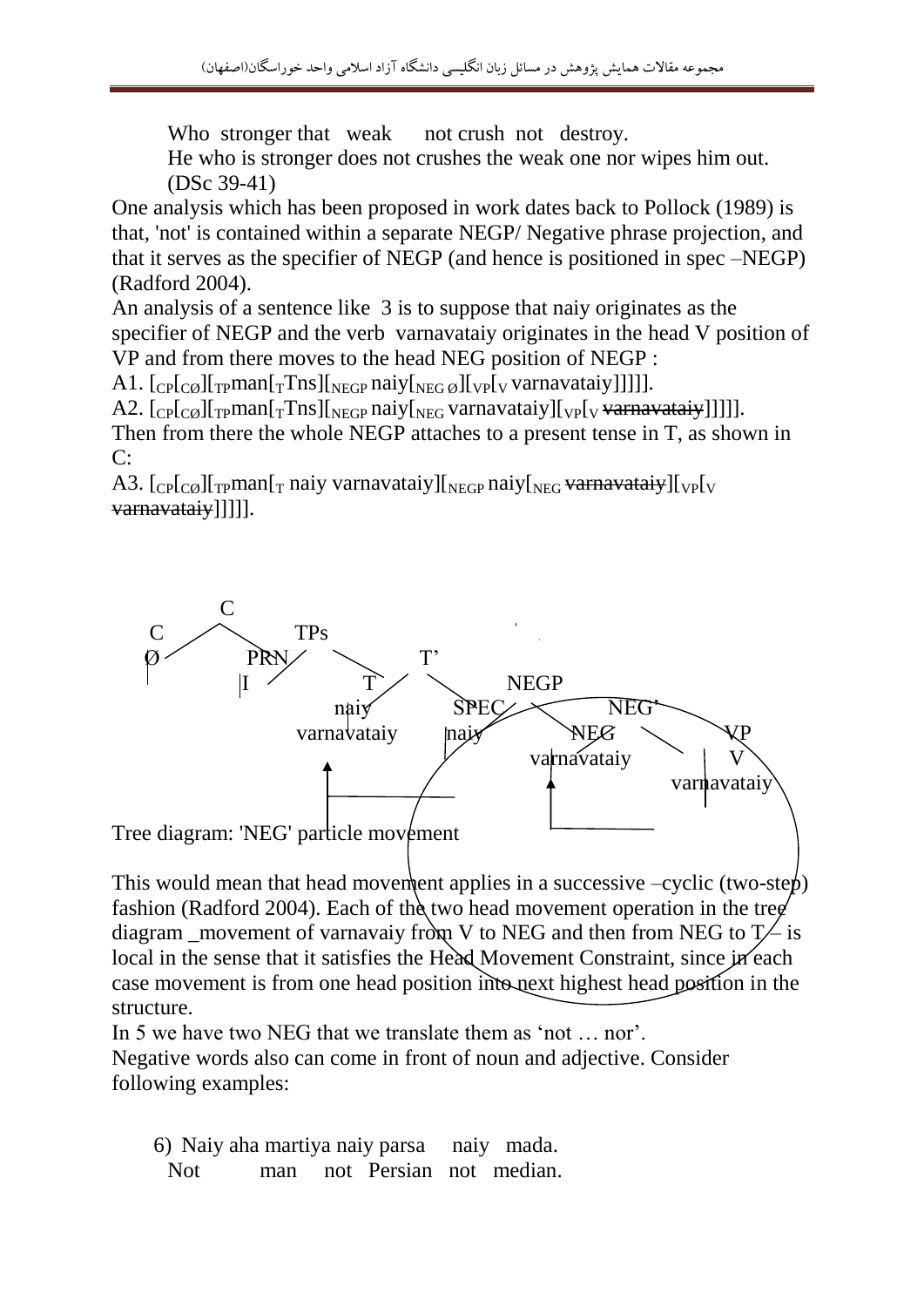Who stronger that weak not crush not destroy.
He who is stronger does not crushes the weak one nor wipes him out.
(DSc 39-41)

One analysis which has been proposed in work dates back to Pollock (1989) is that, 'not' is contained within a separate NEGP/ Negative phrase projection, and that it serves as the specifier of NEGP (and hence is positioned in spec –NEGP) (Radford 2004).

An analysis of a sentence like 3 is to suppose that naiy originates as the specifier of NEGP and the verb varnavataiy originates in the head V position of VP and from there moves to the head NEG position of NEGP :

A1. $[_{CP}[_{C\emptyset}][_{TP}$man$[_{T}$Tns$][_{NEGP}$ naiy$[_{NEG\ \emptyset}][_{VP}[_{V}$ varnavataiy$]]]]]$.

A2. $[_{CP}[_{C\emptyset}][_{TP}$man$[_{T}$Tns$][_{NEGP}$ naiy$[_{NEG}$ varnavataiy$][_{VP}[_{V}$ ~~varnavataiy~~$]]]]]$.

Then from there the whole NEGP attaches to a present tense in T, as shown in C:

A3. $[_{CP}[_{C\emptyset}][_{TP}$man$[_{T}$ naiy varnavataiy$][_{NEGP}$ naiy$[_{NEG}$ ~~varnavataiy~~$][_{VP}[_{V}$ ~~varnavataiy~~$]]]]]$.

```
            C
  C                 TPs
  Ø          PRN            T'
              I          T            NEGP
                       naiy       SPEC         NEG'
                   varnavataiy    naiy      NEG          VP
                                         varnavataiy      V
                                                       varnavataiy
```

Tree diagram: 'NEG' particle movement

This would mean that head movement applies in a successive –cyclic (two-step) fashion (Radford 2004). Each of the two head movement operation in the tree diagram _movement of varnavaiy from V to NEG and then from NEG to T – is local in the sense that it satisfies the Head Movement Constraint, since in each case movement is from one head position into next highest head position in the structure.

In 5 we have two NEG that we translate them as 'not … nor'.

Negative words also can come in front of noun and adjective. Consider following examples:

6) Naiy aha martiya naiy parsa naiy mada.
Not man not Persian not median.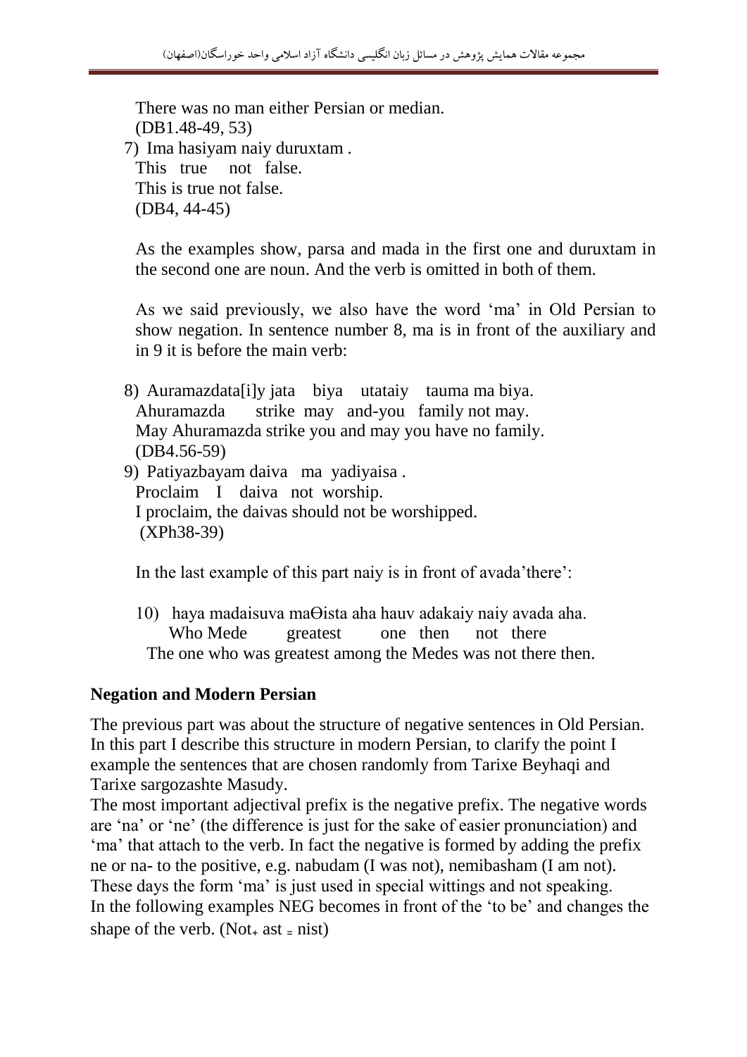There was no man either Persian or median.
(DB1.48-49, 53)

7) Ima hasiyam naiy duruxtam .
This true not false.
This is true not false.
(DB4, 44-45)

As the examples show, parsa and mada in the first one and duruxtam in the second one are noun. And the verb is omitted in both of them.

As we said previously, we also have the word 'ma' in Old Persian to show negation. In sentence number 8, ma is in front of the auxiliary and in 9 it is before the main verb:

8) Auramazdata[i]y jata biya utataiy tauma ma biya.
Ahuramazda strike may and-you family not may.
May Ahuramazda strike you and may you have no family.
(DB4.56-59)

9) Patiyazbayam daiva ma yadiyaisa .
Proclaim I daiva not worship.
I proclaim, the daivas should not be worshipped.
(XPh38-39)

In the last example of this part naiy is in front of avada'there':

10) haya madaisuva maΘista aha hauv adakaiy naiy avada aha.
Who Mede greatest one then not there
The one who was greatest among the Medes was not there then.

## Negation and Modern Persian

The previous part was about the structure of negative sentences in Old Persian. In this part I describe this structure in modern Persian, to clarify the point I example the sentences that are chosen randomly from Tarixe Beyhaqi and Tarixe sargozashte Masudy.

The most important adjectival prefix is the negative prefix. The negative words are 'na' or 'ne' (the difference is just for the sake of easier pronunciation) and 'ma' that attach to the verb. In fact the negative is formed by adding the prefix ne or na- to the positive, e.g. nabudam (I was not), nemibasham (I am not). These days the form 'ma' is just used in special wittings and not speaking.

In the following examples NEG becomes in front of the 'to be' and changes the shape of the verb. (Not+ ast = nist)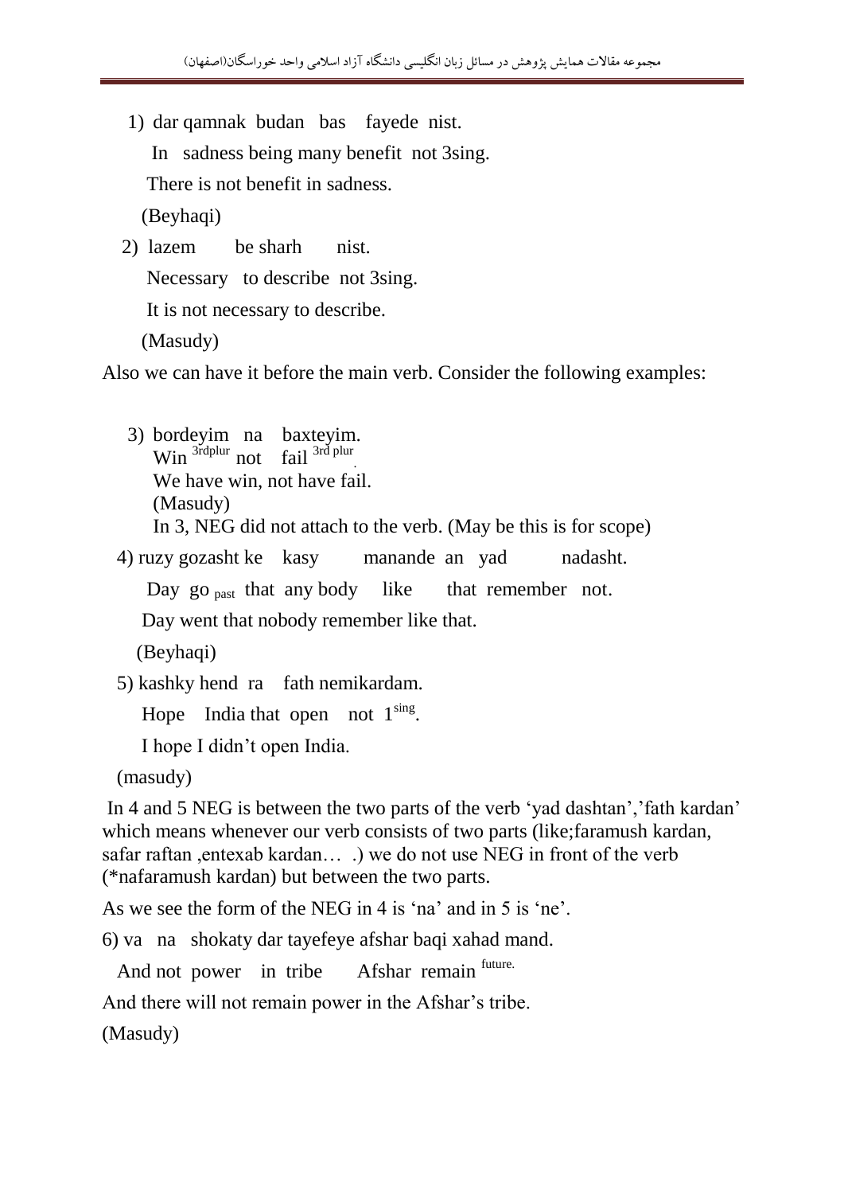1) dar qamnak budan bas fayede nist.

In sadness being many benefit not 3sing.

There is not benefit in sadness.

(Beyhaqi)

2) lazem be sharh nist.

Necessary to describe not 3sing.

It is not necessary to describe.

(Masudy)

Also we can have it before the main verb. Consider the following examples:

3) bordeyim na baxteyim.

Win $^{3rdplur}$ not fail $^{3rd\ plur}$.

We have win, not have fail.

(Masudy)

In 3, NEG did not attach to the verb. (May be this is for scope)

4) ruzy gozasht ke kasy manande an yad nadasht.

Day go $_{past}$ that any body like that remember not.

Day went that nobody remember like that.

(Beyhaqi)

5) kashky hend ra fath nemikardam.

Hope India that open not $1^{sing}$.

I hope I didn't open India.

(masudy)

In 4 and 5 NEG is between the two parts of the verb 'yad dashtan','fath kardan' which means whenever our verb consists of two parts (like;faramush kardan, safar raftan ,entexab kardan… .) we do not use NEG in front of the verb (*nafaramush kardan) but between the two parts.

As we see the form of the NEG in 4 is 'na' and in 5 is 'ne'.

6) va na shokaty dar tayefeye afshar baqi xahad mand.

And not power in tribe Afshar remain $^{future.}$

And there will not remain power in the Afshar's tribe.

(Masudy)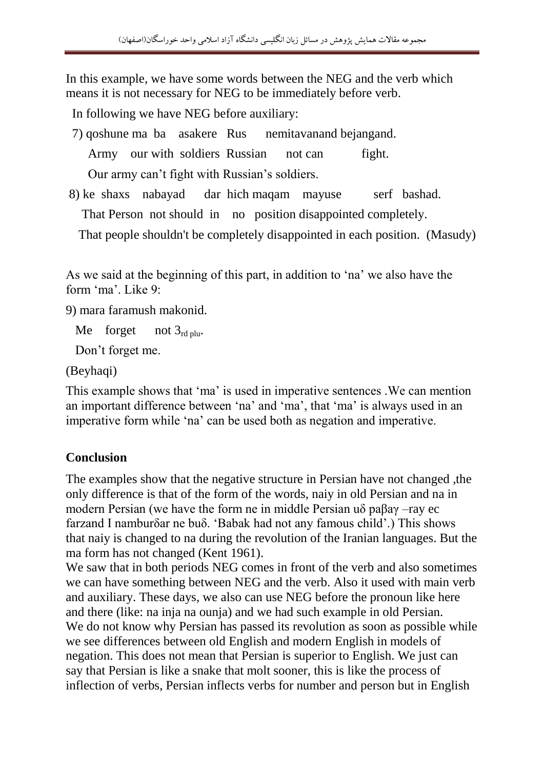In this example, we have some words between the NEG and the verb which means it is not necessary for NEG to be immediately before verb.

In following we have NEG before auxiliary:

7) qoshune ma ba asakere Rus nemitavanand bejangand.

Army our with soldiers Russian not can fight.

Our army can't fight with Russian's soldiers.

8) ke shaxs nabayad dar hich maqam mayuse serf bashad.

That Person not should in no position disappointed completely.

That people shouldn't be completely disappointed in each position. (Masudy)

As we said at the beginning of this part, in addition to 'na' we also have the form 'ma'. Like 9:

9) mara faramush makonid.

Me forget not $3_{rd\ plu}$.

Don't forget me.

(Beyhaqi)

This example shows that 'ma' is used in imperative sentences .We can mention an important difference between 'na' and 'ma', that 'ma' is always used in an imperative form while 'na' can be used both as negation and imperative.

**Conclusion**

The examples show that the negative structure in Persian have not changed ,the only difference is that of the form of the words, naiy in old Persian and na in modern Persian (we have the form ne in middle Persian uδ paβaγ –ray ec farzand I namburδar ne buδ. 'Babak had not any famous child'.) This shows that naiy is changed to na during the revolution of the Iranian languages. But the ma form has not changed (Kent 1961).

We saw that in both periods NEG comes in front of the verb and also sometimes we can have something between NEG and the verb. Also it used with main verb and auxiliary. These days, we also can use NEG before the pronoun like here and there (like: na inja na ounja) and we had such example in old Persian. We do not know why Persian has passed its revolution as soon as possible while we see differences between old English and modern English in models of negation. This does not mean that Persian is superior to English. We just can say that Persian is like a snake that molt sooner, this is like the process of inflection of verbs, Persian inflects verbs for number and person but in English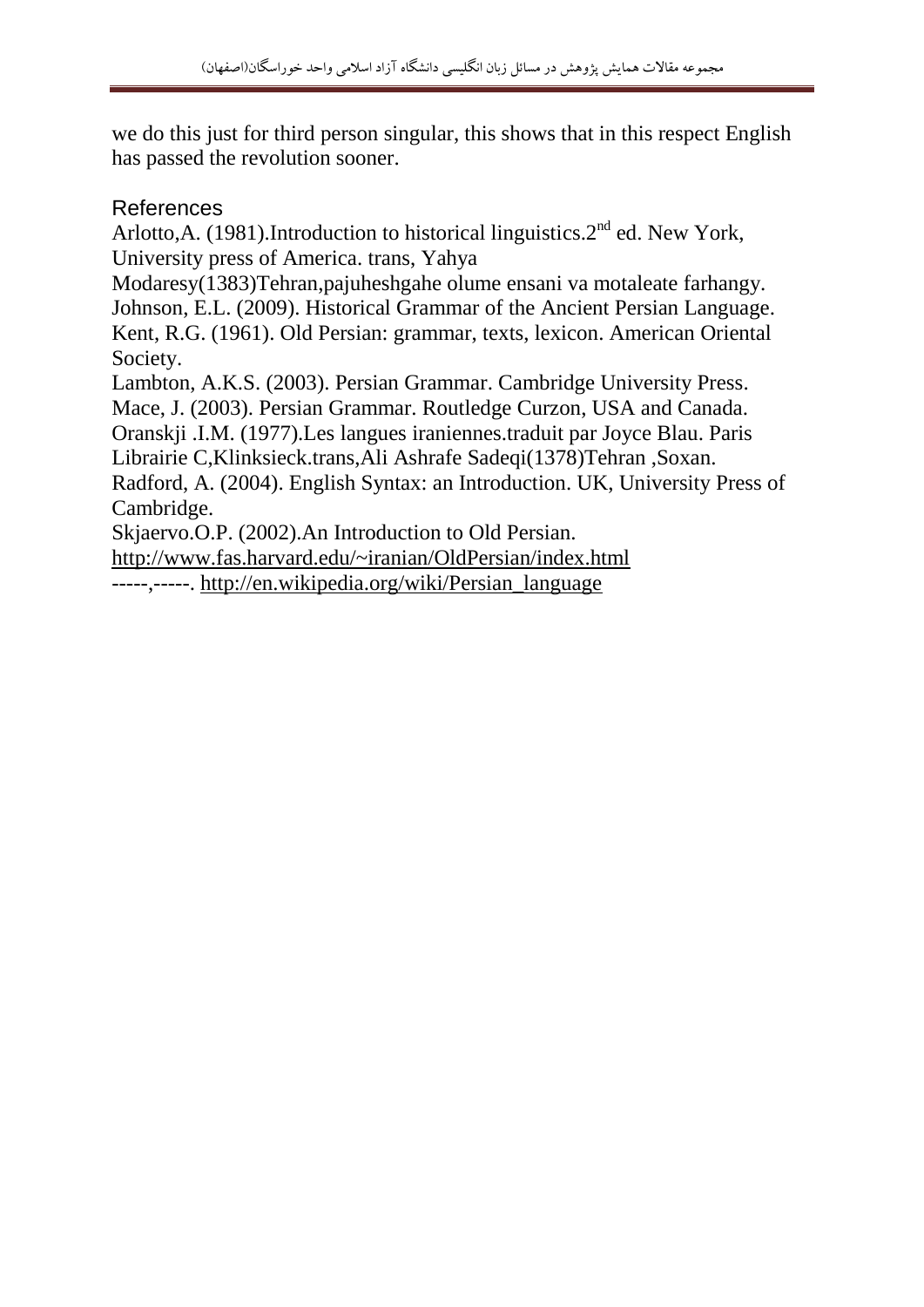we do this just for third person singular, this shows that in this respect English has passed the revolution sooner.

## References

Arlotto,A. (1981).Introduction to historical linguistics.2nd ed. New York, University press of America. trans, Yahya Modaresy(1383)Tehran,pajuheshgahe olume ensani va motaleate farhangy.

Johnson, E.L. (2009). Historical Grammar of the Ancient Persian Language.

Kent, R.G. (1961). Old Persian: grammar, texts, lexicon. American Oriental Society.

Lambton, A.K.S. (2003). Persian Grammar. Cambridge University Press.

Mace, J. (2003). Persian Grammar. Routledge Curzon, USA and Canada.

Oranskji .I.M. (1977).Les langues iraniennes.traduit par Joyce Blau. Paris Librairie C,Klinksieck.trans,Ali Ashrafe Sadeqi(1378)Tehran ,Soxan.

Radford, A. (2004). English Syntax: an Introduction. UK, University Press of Cambridge.

Skjaervo.O.P. (2002).An Introduction to Old Persian. http://www.fas.harvard.edu/~iranian/OldPersian/index.html

-----,-----. http://en.wikipedia.org/wiki/Persian_language